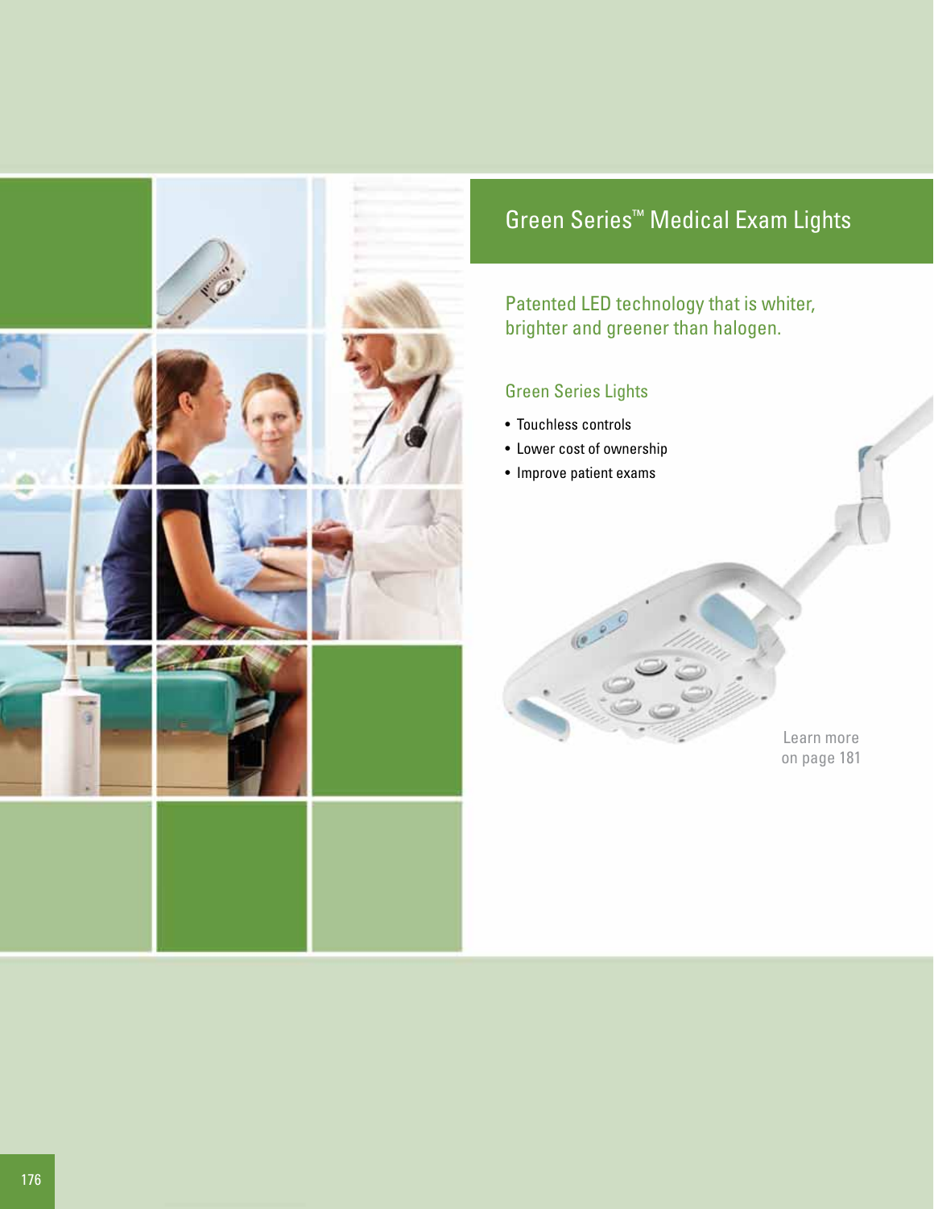# Green Series™ Medical Exam Lights

## Patented LED technology that is whiter, brighter and greener than halogen.

### Green Series Lights

- Touchless controls
- Lower cost of ownership
- Improve patient exams

Learn more on page 181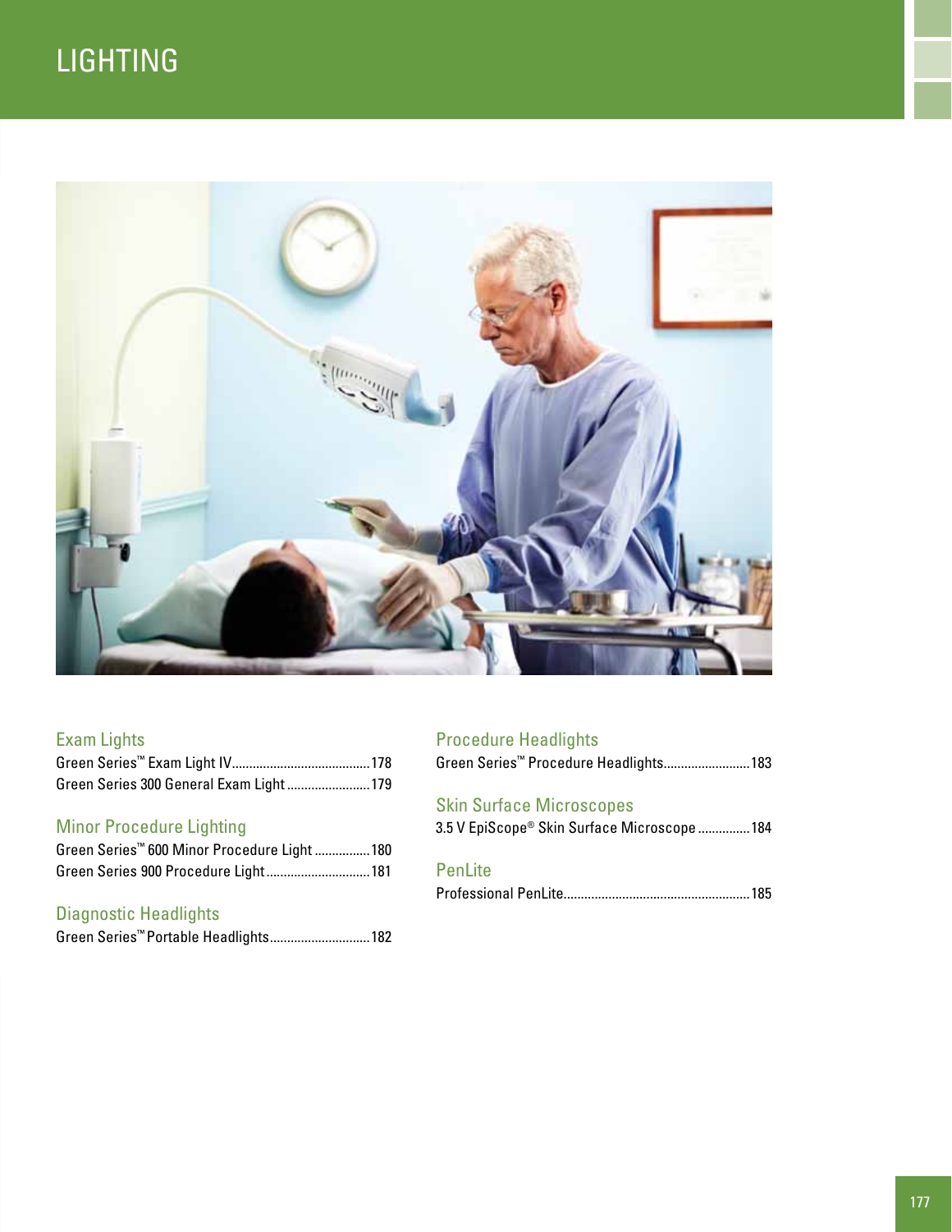# LIGHTING

## Exam Lights

Green Series™ Exam Light IV........................................178

Green Series 300 General Exam Light........................179

## Minor Procedure Lighting

Green Series™ 600 Minor Procedure Light................180

Green Series 900 Procedure Light..............................181

## Diagnostic Headlights

Green Series™ Portable Headlights.............................182

## Procedure Headlights

Green Series™ Procedure Headlights.........................183

## Skin Surface Microscopes

3.5 V EpiScope® Skin Surface Microscope...............184

## PenLite

Professional PenLite.....................................................185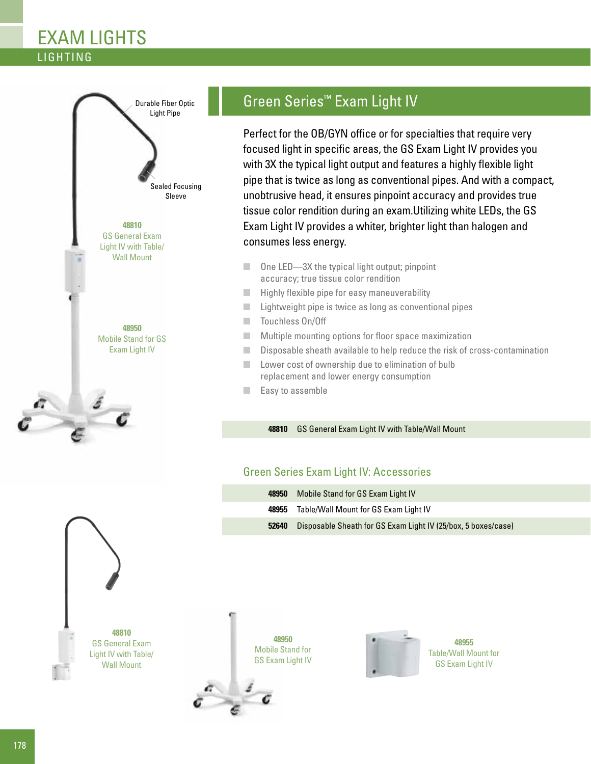# EXAM LIGHTS

## LIGHTING

Durable Fiber Optic Light Pipe

Sealed Focusing Sleeve

**48810**
GS General Exam Light IV with Table/Wall Mount

**48950**
Mobile Stand for GS Exam Light IV

## Green Series™ Exam Light IV

Perfect for the OB/GYN office or for specialties that require very focused light in specific areas, the GS Exam Light IV provides you with 3X the typical light output and features a highly flexible light pipe that is twice as long as conventional pipes. And with a compact, unobtrusive head, it ensures pinpoint accuracy and provides true tissue color rendition during an exam.Utilizing white LEDs, the GS Exam Light IV provides a whiter, brighter light than halogen and consumes less energy.

- One LED—3X the typical light output; pinpoint accuracy; true tissue color rendition
- Highly flexible pipe for easy maneuverability
- Lightweight pipe is twice as long as conventional pipes
- Touchless On/Off
- Multiple mounting options for floor space maximization
- Disposable sheath available to help reduce the risk of cross-contamination
- Lower cost of ownership due to elimination of bulb replacement and lower energy consumption
- Easy to assemble

| | |
|---|---|
| **48810** | GS General Exam Light IV with Table/Wall Mount |

### Green Series Exam Light IV: Accessories

| | |
|---|---|
| **48950** | Mobile Stand for GS Exam Light IV |
| **48955** | Table/Wall Mount for GS Exam Light IV |
| **52640** | Disposable Sheath for GS Exam Light IV (25/box, 5 boxes/case) |

**48810**
GS General Exam Light IV with Table/Wall Mount

**48950**
Mobile Stand for GS Exam Light IV

**48955**
Table/Wall Mount for GS Exam Light IV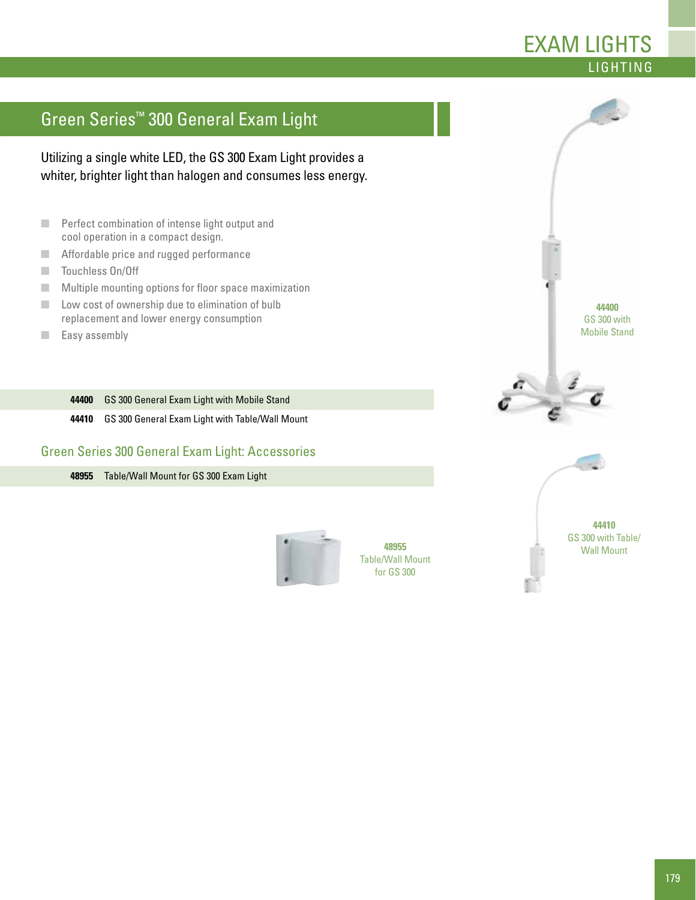# EXAM LIGHTS

LIGHTING

## Green Series™ 300 General Exam Light

Utilizing a single white LED, the GS 300 Exam Light provides a whiter, brighter light than halogen and consumes less energy.

- Perfect combination of intense light output and cool operation in a compact design.
- Affordable price and rugged performance
- Touchless On/Off
- Multiple mounting options for floor space maximization
- Low cost of ownership due to elimination of bulb replacement and lower energy consumption
- Easy assembly

| | |
|---|---|
| **44400** | GS 300 General Exam Light with Mobile Stand |
| **44410** | GS 300 General Exam Light with Table/Wall Mount |

### Green Series 300 General Exam Light: Accessories

| | |
|---|---|
| **48955** | Table/Wall Mount for GS 300 Exam Light |

**44400**
GS 300 with Mobile Stand

**44410**
GS 300 with Table/Wall Mount

**48955**
Table/Wall Mount for GS 300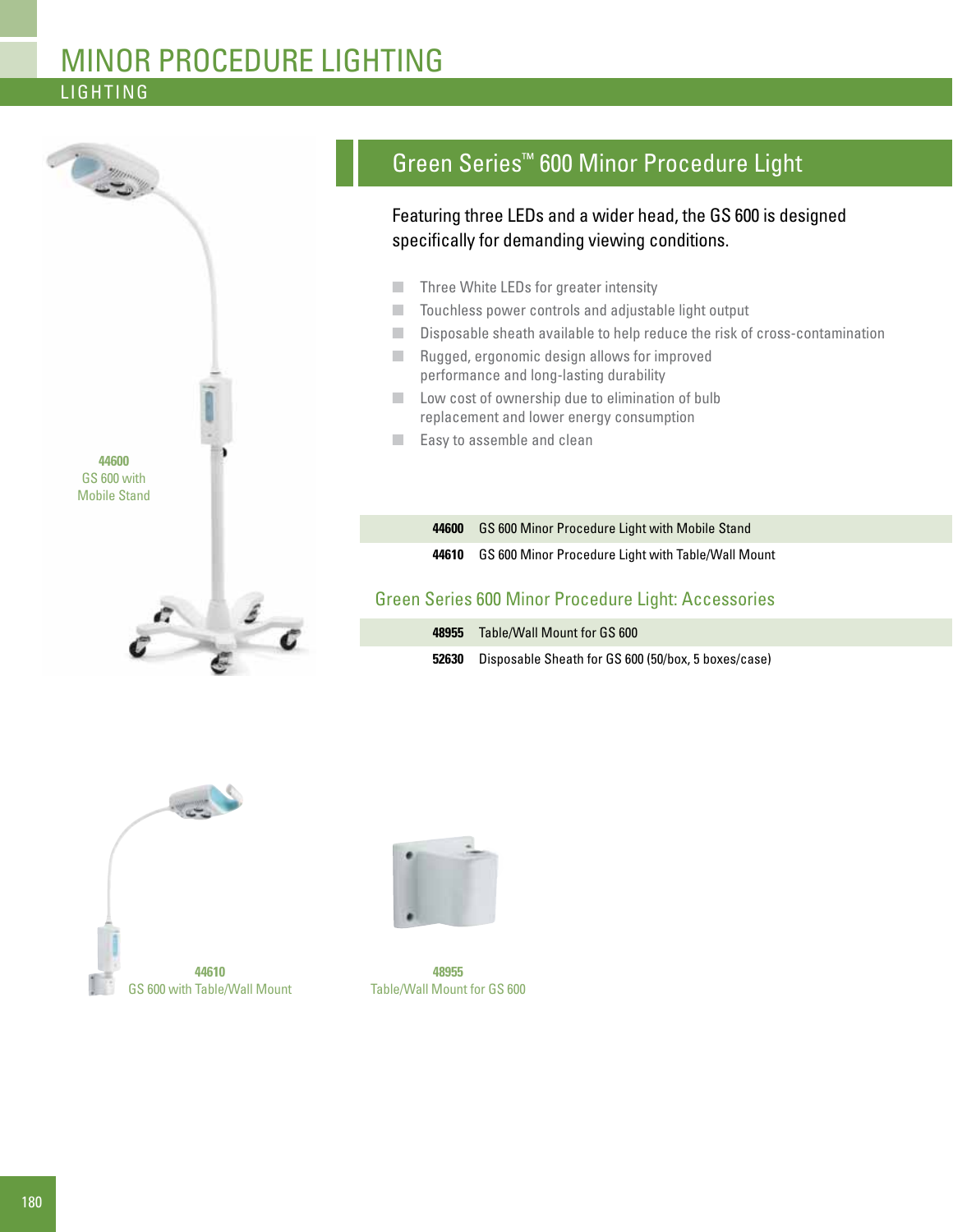# MINOR PROCEDURE LIGHTING

LIGHTING

## Green Series™ 600 Minor Procedure Light

Featuring three LEDs and a wider head, the GS 600 is designed specifically for demanding viewing conditions.

- Three White LEDs for greater intensity
- Touchless power controls and adjustable light output
- Disposable sheath available to help reduce the risk of cross-contamination
- Rugged, ergonomic design allows for improved performance and long-lasting durability
- Low cost of ownership due to elimination of bulb replacement and lower energy consumption
- Easy to assemble and clean

**44600**
GS 600 with Mobile Stand

| | |
|---|---|
| **44600** | GS 600 Minor Procedure Light with Mobile Stand |
| **44610** | GS 600 Minor Procedure Light with Table/Wall Mount |

### Green Series 600 Minor Procedure Light: Accessories

| | |
|---|---|
| **48955** | Table/Wall Mount for GS 600 |
| **52630** | Disposable Sheath for GS 600 (50/box, 5 boxes/case) |

**44610**
GS 600 with Table/Wall Mount

**48955**
Table/Wall Mount for GS 600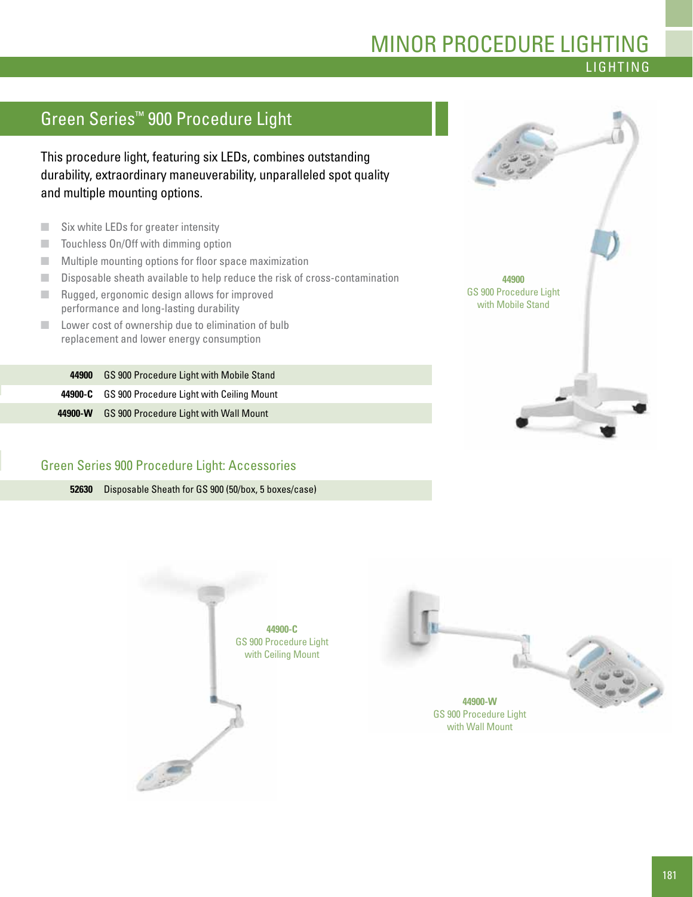# MINOR PROCEDURE LIGHTING

LIGHTING

## Green Series™ 900 Procedure Light

This procedure light, featuring six LEDs, combines outstanding durability, extraordinary maneuverability, unparalleled spot quality and multiple mounting options.

- Six white LEDs for greater intensity
- Touchless On/Off with dimming option
- Multiple mounting options for floor space maximization
- Disposable sheath available to help reduce the risk of cross-contamination
- Rugged, ergonomic design allows for improved performance and long-lasting durability
- Lower cost of ownership due to elimination of bulb replacement and lower energy consumption

| | |
|---|---|
| **44900** | GS 900 Procedure Light with Mobile Stand |
| **44900-C** | GS 900 Procedure Light with Ceiling Mount |
| **44900-W** | GS 900 Procedure Light with Wall Mount |

### Green Series 900 Procedure Light: Accessories

| | |
|---|---|
| **52630** | Disposable Sheath for GS 900 (50/box, 5 boxes/case) |

**44900**
GS 900 Procedure Light with Mobile Stand

**44900-C**
GS 900 Procedure Light with Ceiling Mount

**44900-W**
GS 900 Procedure Light with Wall Mount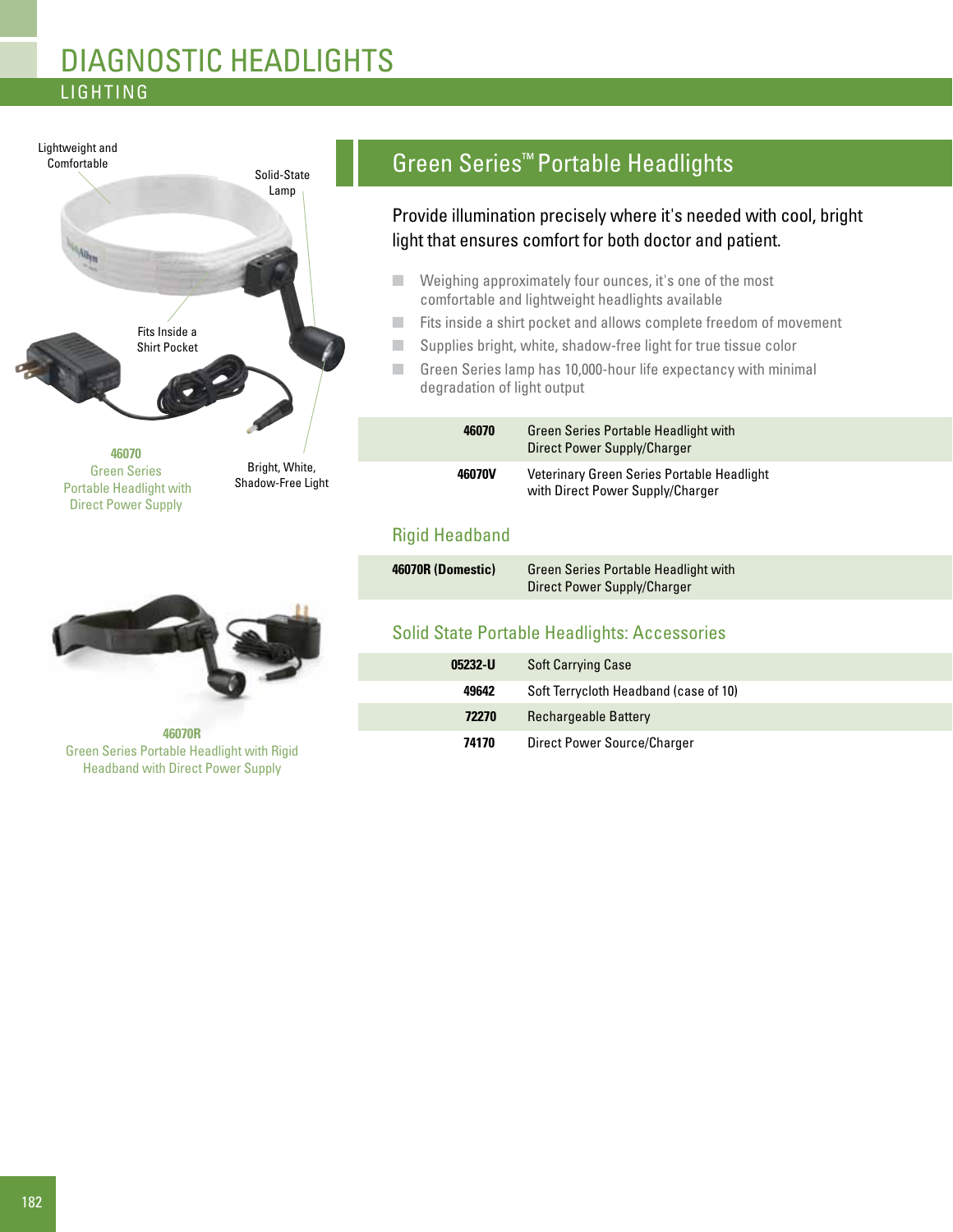# DIAGNOSTIC HEADLIGHTS

LIGHTING

Lightweight and Comfortable

Solid-State Lamp

Fits Inside a Shirt Pocket

Bright, White, Shadow-Free Light

**46070**
Green Series Portable Headlight with Direct Power Supply

**46070R**
Green Series Portable Headlight with Rigid Headband with Direct Power Supply

## Green Series™ Portable Headlights

Provide illumination precisely where it's needed with cool, bright light that ensures comfort for both doctor and patient.

- Weighing approximately four ounces, it's one of the most comfortable and lightweight headlights available
- Fits inside a shirt pocket and allows complete freedom of movement
- Supplies bright, white, shadow-free light for true tissue color
- Green Series lamp has 10,000-hour life expectancy with minimal degradation of light output

| | |
|---|---|
| **46070** | Green Series Portable Headlight with Direct Power Supply/Charger |
| **46070V** | Veterinary Green Series Portable Headlight with Direct Power Supply/Charger |

### Rigid Headband

| | |
|---|---|
| **46070R (Domestic)** | Green Series Portable Headlight with Direct Power Supply/Charger |

### Solid State Portable Headlights: Accessories

| | |
|---|---|
| **05232-U** | Soft Carrying Case |
| **49642** | Soft Terrycloth Headband (case of 10) |
| **72270** | Rechargeable Battery |
| **74170** | Direct Power Source/Charger |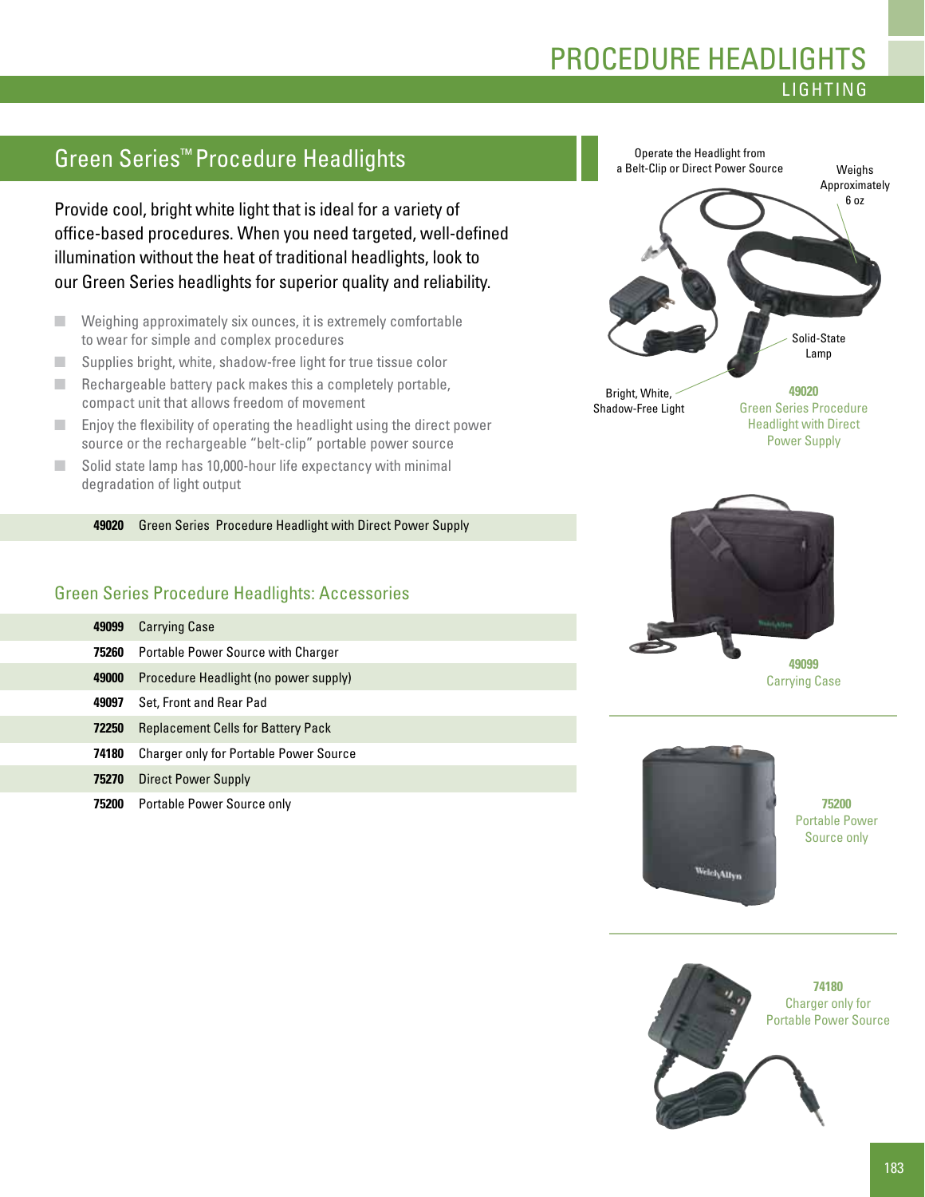# PROCEDURE HEADLIGHTS

LIGHTING

## Green Series™ Procedure Headlights

Provide cool, bright white light that is ideal for a variety of office-based procedures. When you need targeted, well-defined illumination without the heat of traditional headlights, look to our Green Series headlights for superior quality and reliability.

- Weighing approximately six ounces, it is extremely comfortable to wear for simple and complex procedures
- Supplies bright, white, shadow-free light for true tissue color
- Rechargeable battery pack makes this a completely portable, compact unit that allows freedom of movement
- Enjoy the flexibility of operating the headlight using the direct power source or the rechargeable "belt-clip" portable power source
- Solid state lamp has 10,000-hour life expectancy with minimal degradation of light output

| | |
|---|---|
| **49020** | Green Series Procedure Headlight with Direct Power Supply |

### Green Series Procedure Headlights: Accessories

| | |
|---|---|
| **49099** | Carrying Case |
| **75260** | Portable Power Source with Charger |
| **49000** | Procedure Headlight (no power supply) |
| **49097** | Set, Front and Rear Pad |
| **72250** | Replacement Cells for Battery Pack |
| **74180** | Charger only for Portable Power Source |
| **75270** | Direct Power Supply |
| **75200** | Portable Power Source only |

Operate the Headlight from a Belt-Clip or Direct Power Source

Weighs Approximately 6 oz

Solid-State Lamp

Bright, White, Shadow-Free Light

**49020**
Green Series Procedure Headlight with Direct Power Supply

**49099**
Carrying Case

**75200**
Portable Power Source only

**74180**
Charger only for Portable Power Source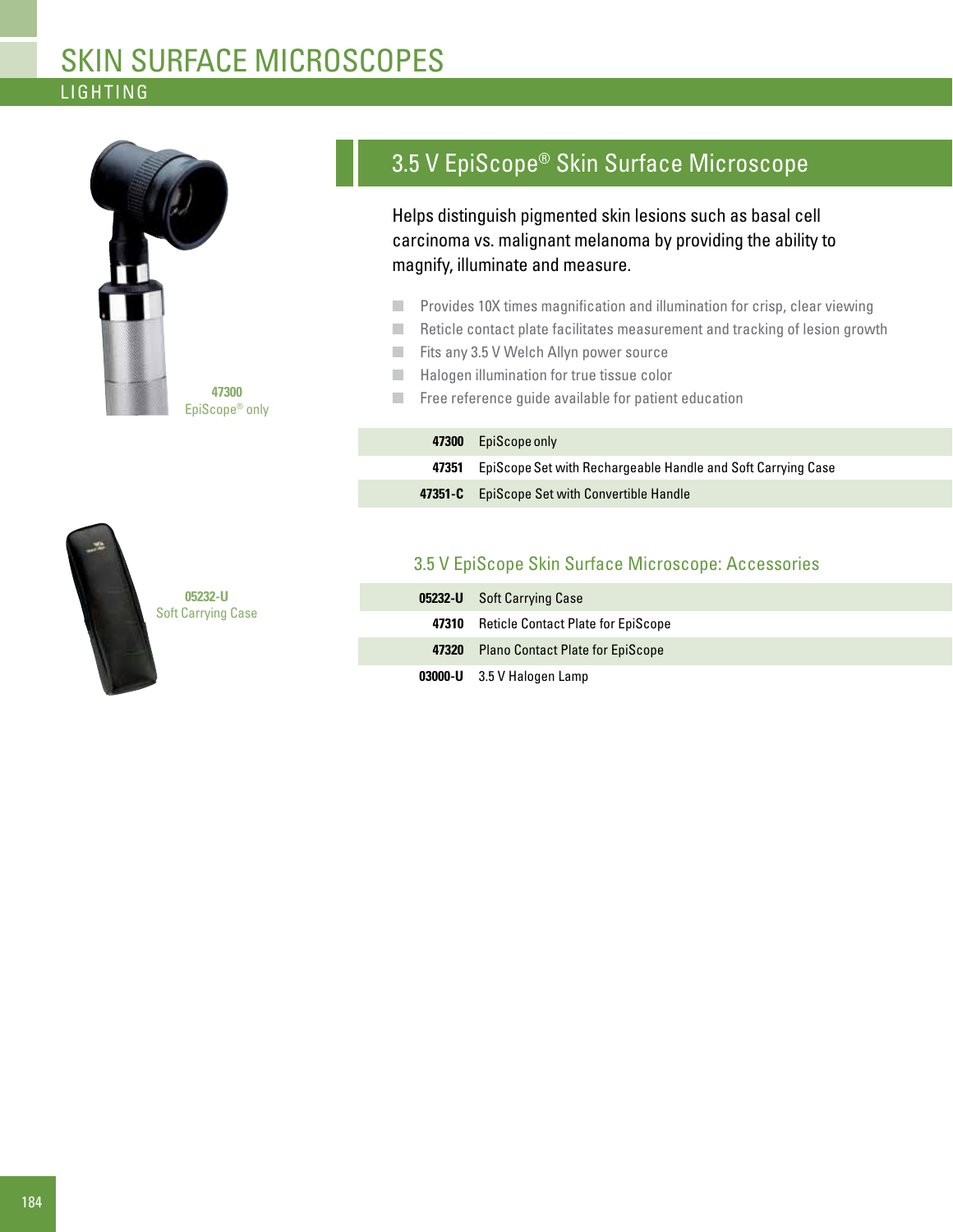# SKIN SURFACE MICROSCOPES

## LIGHTING

47300
EpiScope® only

## 3.5 V EpiScope® Skin Surface Microscope

Helps distinguish pigmented skin lesions such as basal cell carcinoma vs. malignant melanoma by providing the ability to magnify, illuminate and measure.

- Provides 10X times magnification and illumination for crisp, clear viewing
- Reticle contact plate facilitates measurement and tracking of lesion growth
- Fits any 3.5 V Welch Allyn power source
- Halogen illumination for true tissue color
- Free reference guide available for patient education

| | |
|---|---|
| **47300** | EpiScope only |
| **47351** | EpiScope Set with Rechargeable Handle and Soft Carrying Case |
| **47351-C** | EpiScope Set with Convertible Handle |

05232-U
Soft Carrying Case

### 3.5 V EpiScope Skin Surface Microscope: Accessories

| | |
|---|---|
| **05232-U** | Soft Carrying Case |
| **47310** | Reticle Contact Plate for EpiScope |
| **47320** | Plano Contact Plate for EpiScope |
| **03000-U** | 3.5 V Halogen Lamp |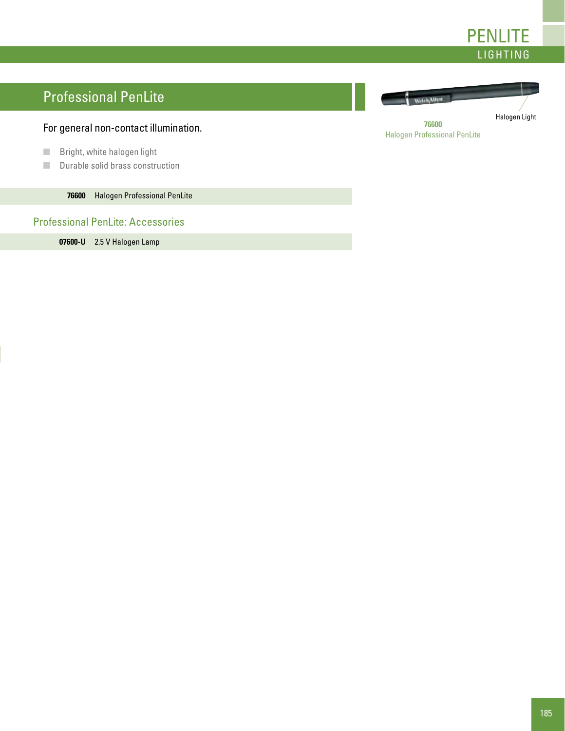# PENLITE

LIGHTING

## Professional PenLite

For general non-contact illumination.

- Bright, white halogen light
- Durable solid brass construction

| | |
|---|---|
| **76600** | Halogen Professional PenLite |

### Professional PenLite: Accessories

| | |
|---|---|
| **07600-U** | 2.5 V Halogen Lamp |

Halogen Light

**76600**
Halogen Professional PenLite